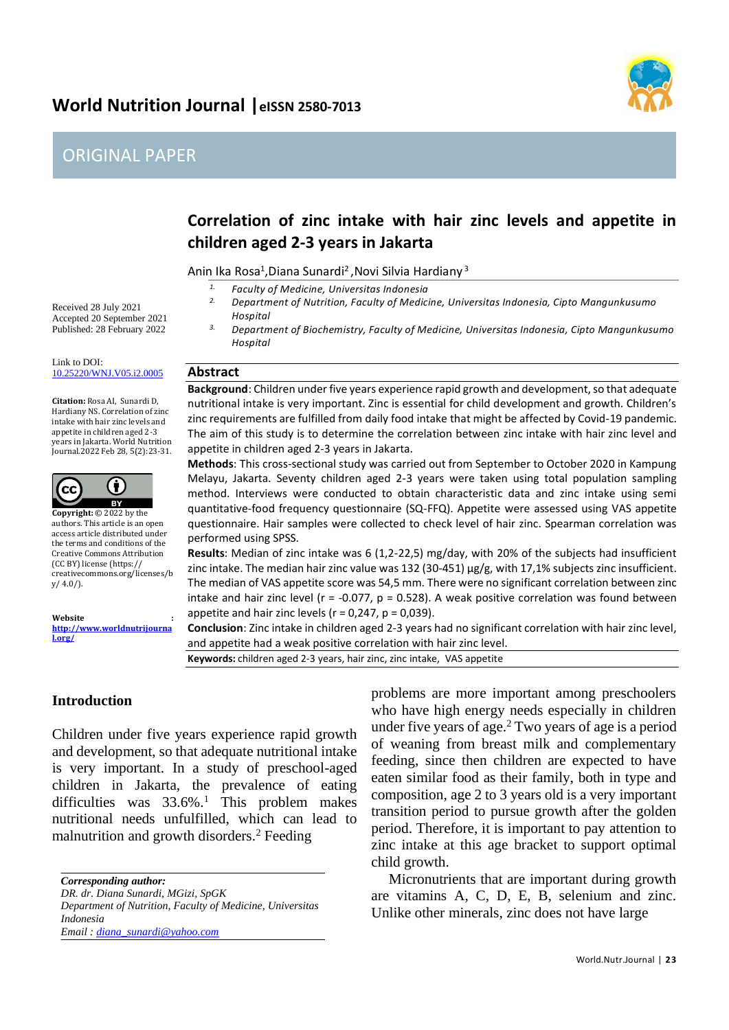# ORIGINAL PAPER

# Correlation of zinc intake with hair zinc levels and appetite in children aged 2-3 years in Jakarta

Anin Ika Rosa[1], Diana Sunardi[2], Novi Silvia Hardiany[3]

1. *Faculty of Medicine, Universitas Indonesia*
2. *Department of Nutrition, Faculty of Medicine, Universitas Indonesia, Cipto Mangunkusumo Hospital*
3. *Department of Biochemistry, Faculty of Medicine, Universitas Indonesia, Cipto Mangunkusumo Hospital*

Received 28 July 2021
Accepted 20 September 2021
Published: 28 February 2022

Link to DOI: 10.25220/WNJ.V05.i2.0005

**Citation:** Rosa AI, Sunardi D, Hardiany NS. Correlation of zinc intake with hair zinc levels and appetite in children aged 2-3 years in Jakarta. World Nutrition Journal.2022 Feb 28, 5(2):23-31.

**Copyright:** © 2022 by the authors. This article is an open access article distributed under the terms and conditions of the Creative Commons Attribution (CC BY) license (https:// creativecommons.org/licenses/by/ 4.0/).

**Website** : http://www.worldnutrijournal.org/

## Abstract

**Background**: Children under five years experience rapid growth and development, so that adequate nutritional intake is very important. Zinc is essential for child development and growth. Children's zinc requirements are fulfilled from daily food intake that might be affected by Covid-19 pandemic. The aim of this study is to determine the correlation between zinc intake with hair zinc level and appetite in children aged 2-3 years in Jakarta.

**Methods**: This cross-sectional study was carried out from September to October 2020 in Kampung Melayu, Jakarta. Seventy children aged 2-3 years were taken using total population sampling method. Interviews were conducted to obtain characteristic data and zinc intake using semi quantitative-food frequency questionnaire (SQ-FFQ). Appetite were assessed using VAS appetite questionnaire. Hair samples were collected to check level of hair zinc. Spearman correlation was performed using SPSS.

**Results**: Median of zinc intake was 6 (1,2-22,5) mg/day, with 20% of the subjects had insufficient zinc intake. The median hair zinc value was 132 (30-451) µg/g, with 17,1% subjects zinc insufficient. The median of VAS appetite score was 54,5 mm. There were no significant correlation between zinc intake and hair zinc level (r = -0.077, p = 0.528). A weak positive correlation was found between appetite and hair zinc levels (r = 0,247, p = 0,039).

**Conclusion**: Zinc intake in children aged 2-3 years had no significant correlation with hair zinc level, and appetite had a weak positive correlation with hair zinc level.

**Keywords:** children aged 2-3 years, hair zinc, zinc intake, VAS appetite

## Introduction

Children under five years experience rapid growth and development, so that adequate nutritional intake is very important. In a study of preschool-aged children in Jakarta, the prevalence of eating difficulties was 33.6%.[1] This problem makes nutritional needs unfulfilled, which can lead to malnutrition and growth disorders.[2] Feeding problems are more important among preschoolers who have high energy needs especially in children under five years of age.[2] Two years of age is a period of weaning from breast milk and complementary feeding, since then children are expected to have eaten similar food as their family, both in type and composition, age 2 to 3 years old is a very important transition period to pursue growth after the golden period. Therefore, it is important to pay attention to zinc intake at this age bracket to support optimal child growth.

Micronutrients that are important during growth are vitamins A, C, D, E, B, selenium and zinc. Unlike other minerals, zinc does not have large

*Corresponding author:*
*DR. dr. Diana Sunardi, MGizi, SpGK*
*Department of Nutrition, Faculty of Medicine, Universitas Indonesia*
*Email : diana_sunardi@yahoo.com*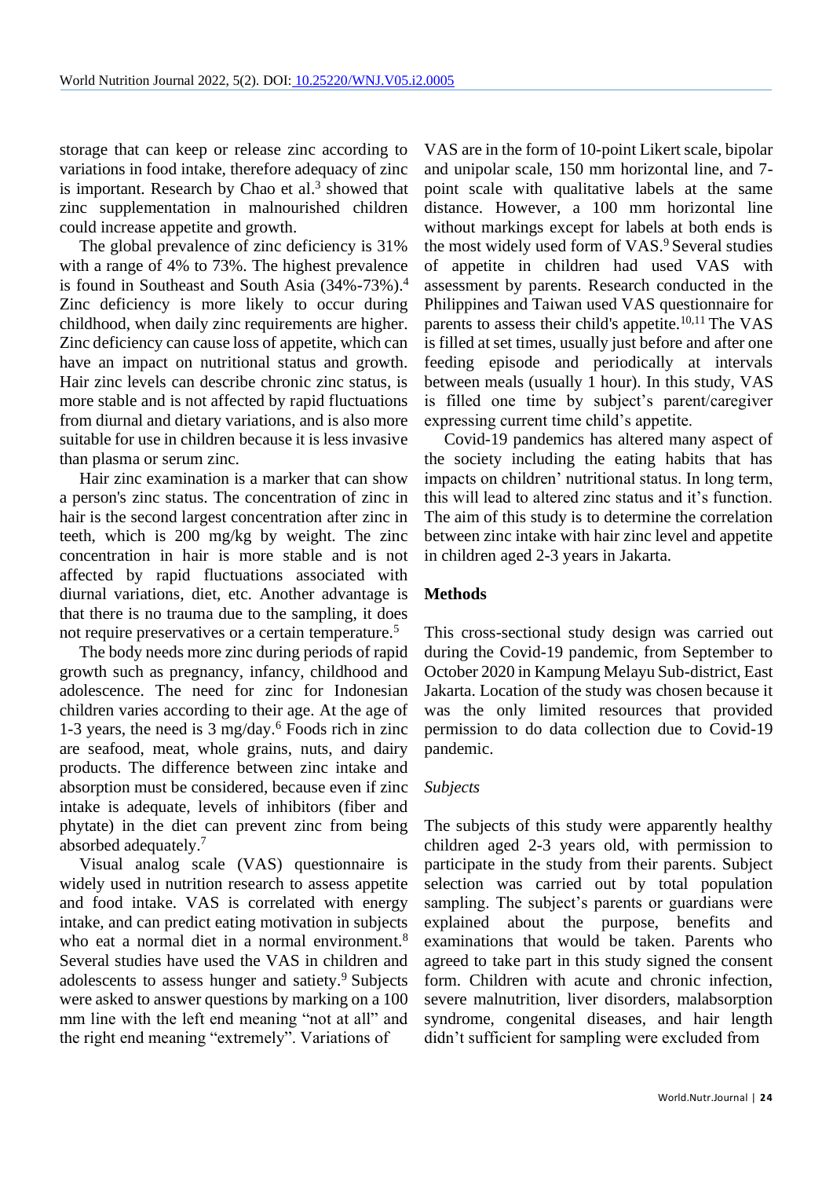storage that can keep or release zinc according to variations in food intake, therefore adequacy of zinc is important. Research by Chao et al.[3] showed that zinc supplementation in malnourished children could increase appetite and growth.

The global prevalence of zinc deficiency is 31% with a range of 4% to 73%. The highest prevalence is found in Southeast and South Asia (34%-73%).[4] Zinc deficiency is more likely to occur during childhood, when daily zinc requirements are higher. Zinc deficiency can cause loss of appetite, which can have an impact on nutritional status and growth. Hair zinc levels can describe chronic zinc status, is more stable and is not affected by rapid fluctuations from diurnal and dietary variations, and is also more suitable for use in children because it is less invasive than plasma or serum zinc.

Hair zinc examination is a marker that can show a person's zinc status. The concentration of zinc in hair is the second largest concentration after zinc in teeth, which is 200 mg/kg by weight. The zinc concentration in hair is more stable and is not affected by rapid fluctuations associated with diurnal variations, diet, etc. Another advantage is that there is no trauma due to the sampling, it does not require preservatives or a certain temperature.[5]

The body needs more zinc during periods of rapid growth such as pregnancy, infancy, childhood and adolescence. The need for zinc for Indonesian children varies according to their age. At the age of 1-3 years, the need is 3 mg/day.[6] Foods rich in zinc are seafood, meat, whole grains, nuts, and dairy products. The difference between zinc intake and absorption must be considered, because even if zinc intake is adequate, levels of inhibitors (fiber and phytate) in the diet can prevent zinc from being absorbed adequately.[7]

Visual analog scale (VAS) questionnaire is widely used in nutrition research to assess appetite and food intake. VAS is correlated with energy intake, and can predict eating motivation in subjects who eat a normal diet in a normal environment.[8] Several studies have used the VAS in children and adolescents to assess hunger and satiety.[9] Subjects were asked to answer questions by marking on a 100 mm line with the left end meaning "not at all" and the right end meaning "extremely". Variations of VAS are in the form of 10-point Likert scale, bipolar and unipolar scale, 150 mm horizontal line, and 7-point scale with qualitative labels at the same distance. However, a 100 mm horizontal line without markings except for labels at both ends is the most widely used form of VAS.[9] Several studies of appetite in children had used VAS with assessment by parents. Research conducted in the Philippines and Taiwan used VAS questionnaire for parents to assess their child's appetite.[10,11] The VAS is filled at set times, usually just before and after one feeding episode and periodically at intervals between meals (usually 1 hour). In this study, VAS is filled one time by subject's parent/caregiver expressing current time child's appetite.

Covid-19 pandemics has altered many aspect of the society including the eating habits that has impacts on children' nutritional status. In long term, this will lead to altered zinc status and it's function. The aim of this study is to determine the correlation between zinc intake with hair zinc level and appetite in children aged 2-3 years in Jakarta.

## Methods

This cross-sectional study design was carried out during the Covid-19 pandemic, from September to October 2020 in Kampung Melayu Sub-district, East Jakarta. Location of the study was chosen because it was the only limited resources that provided permission to do data collection due to Covid-19 pandemic.

### *Subjects*

The subjects of this study were apparently healthy children aged 2-3 years old, with permission to participate in the study from their parents. Subject selection was carried out by total population sampling. The subject's parents or guardians were explained about the purpose, benefits and examinations that would be taken. Parents who agreed to take part in this study signed the consent form. Children with acute and chronic infection, severe malnutrition, liver disorders, malabsorption syndrome, congenital diseases, and hair length didn't sufficient for sampling were excluded from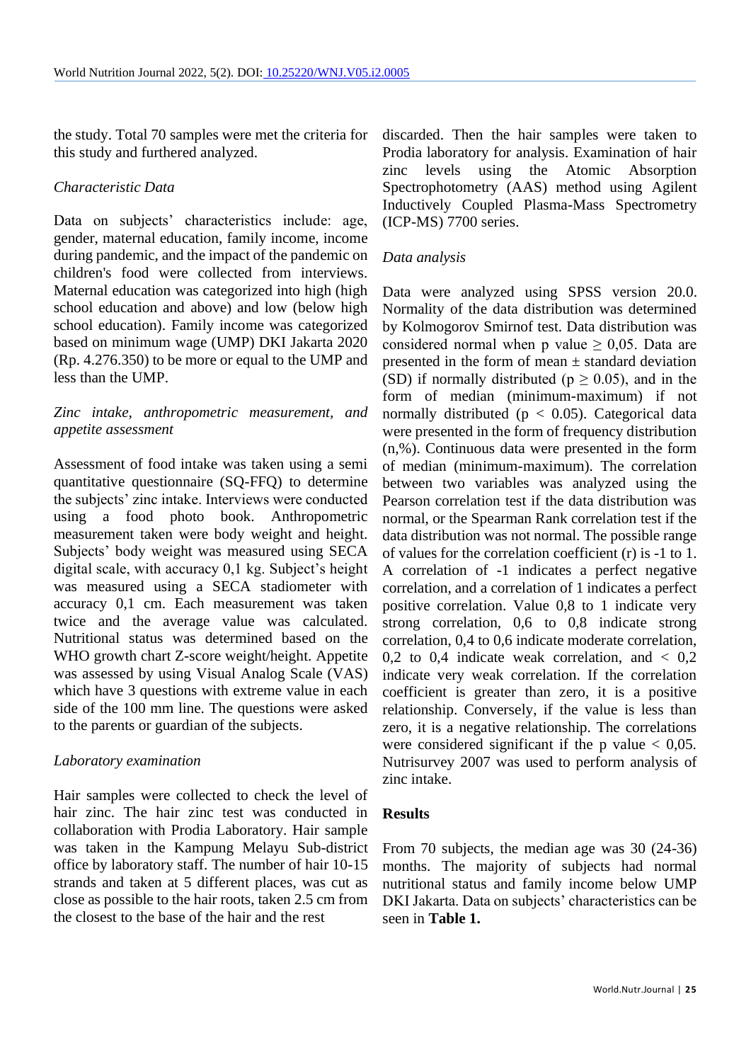the study. Total 70 samples were met the criteria for this study and furthered analyzed.

*Characteristic Data*

Data on subjects' characteristics include: age, gender, maternal education, family income, income during pandemic, and the impact of the pandemic on children's food were collected from interviews. Maternal education was categorized into high (high school education and above) and low (below high school education). Family income was categorized based on minimum wage (UMP) DKI Jakarta 2020 (Rp. 4.276.350) to be more or equal to the UMP and less than the UMP.

*Zinc intake, anthropometric measurement, and appetite assessment*

Assessment of food intake was taken using a semi quantitative questionnaire (SQ-FFQ) to determine the subjects' zinc intake. Interviews were conducted using a food photo book. Anthropometric measurement taken were body weight and height. Subjects' body weight was measured using SECA digital scale, with accuracy 0,1 kg. Subject's height was measured using a SECA stadiometer with accuracy 0,1 cm. Each measurement was taken twice and the average value was calculated. Nutritional status was determined based on the WHO growth chart Z-score weight/height. Appetite was assessed by using Visual Analog Scale (VAS) which have 3 questions with extreme value in each side of the 100 mm line. The questions were asked to the parents or guardian of the subjects.

*Laboratory examination*

Hair samples were collected to check the level of hair zinc. The hair zinc test was conducted in collaboration with Prodia Laboratory. Hair sample was taken in the Kampung Melayu Sub-district office by laboratory staff. The number of hair 10-15 strands and taken at 5 different places, was cut as close as possible to the hair roots, taken 2.5 cm from the closest to the base of the hair and the rest discarded. Then the hair samples were taken to Prodia laboratory for analysis. Examination of hair zinc levels using the Atomic Absorption Spectrophotometry (AAS) method using Agilent Inductively Coupled Plasma-Mass Spectrometry (ICP-MS) 7700 series.

*Data analysis*

Data were analyzed using SPSS version 20.0. Normality of the data distribution was determined by Kolmogorov Smirnof test. Data distribution was considered normal when p value $\geq$ 0,05. Data are presented in the form of mean ± standard deviation (SD) if normally distributed ($p \geq 0.05$), and in the form of median (minimum-maximum) if not normally distributed ($p < 0.05$). Categorical data were presented in the form of frequency distribution (n,%). Continuous data were presented in the form of median (minimum-maximum). The correlation between two variables was analyzed using the Pearson correlation test if the data distribution was normal, or the Spearman Rank correlation test if the data distribution was not normal. The possible range of values for the correlation coefficient (r) is -1 to 1. A correlation of -1 indicates a perfect negative correlation, and a correlation of 1 indicates a perfect positive correlation. Value 0,8 to 1 indicate very strong correlation, 0,6 to 0,8 indicate strong correlation, 0,4 to 0,6 indicate moderate correlation, 0,2 to 0,4 indicate weak correlation, and < 0,2 indicate very weak correlation. If the correlation coefficient is greater than zero, it is a positive relationship. Conversely, if the value is less than zero, it is a negative relationship. The correlations were considered significant if the p value < 0,05. Nutrisurvey 2007 was used to perform analysis of zinc intake.

## Results

From 70 subjects, the median age was 30 (24-36) months. The majority of subjects had normal nutritional status and family income below UMP DKI Jakarta. Data on subjects' characteristics can be seen in **Table 1.**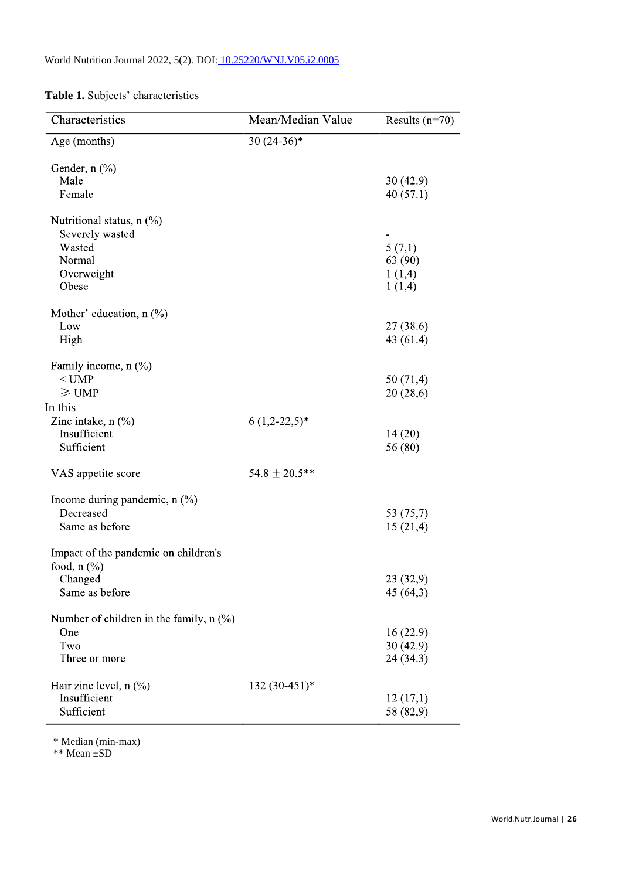**Table 1.** Subjects' characteristics

| Characteristics | Mean/Median Value | Results (n=70) |
|---|---|---|
| Age (months) | 30 (24-36)* | |
| Gender, n (%) | | |
| Male | | 30 (42.9) |
| Female | | 40 (57.1) |
| Nutritional status, n (%) | | |
| Severely wasted | | - |
| Wasted | | 5 (7,1) |
| Normal | | 63 (90) |
| Overweight | | 1 (1,4) |
| Obese | | 1 (1,4) |
| Mother' education, n (%) | | |
| Low | | 27 (38.6) |
| High | | 43 (61.4) |
| Family income, n (%) | | |
| < UMP | | 50 (71,4) |
| ⩾ UMP | | 20 (28,6) |
| In this Zinc intake, n (%) | 6 (1,2-22,5)* | |
| Insufficient | | 14 (20) |
| Sufficient | | 56 (80) |
| VAS appetite score | 54.8 ± 20.5** | |
| Income during pandemic, n (%) | | |
| Decreased | | 53 (75,7) |
| Same as before | | 15 (21,4) |
| Impact of the pandemic on children's food, n (%) | | |
| Changed | | 23 (32,9) |
| Same as before | | 45 (64,3) |
| Number of children in the family, n (%) | | |
| One | | 16 (22.9) |
| Two | | 30 (42.9) |
| Three or more | | 24 (34.3) |
| Hair zinc level, n (%) | 132 (30-451)* | |
| Insufficient | | 12 (17,1) |
| Sufficient | | 58 (82,9) |

\* Median (min-max)
\*\* Mean ±SD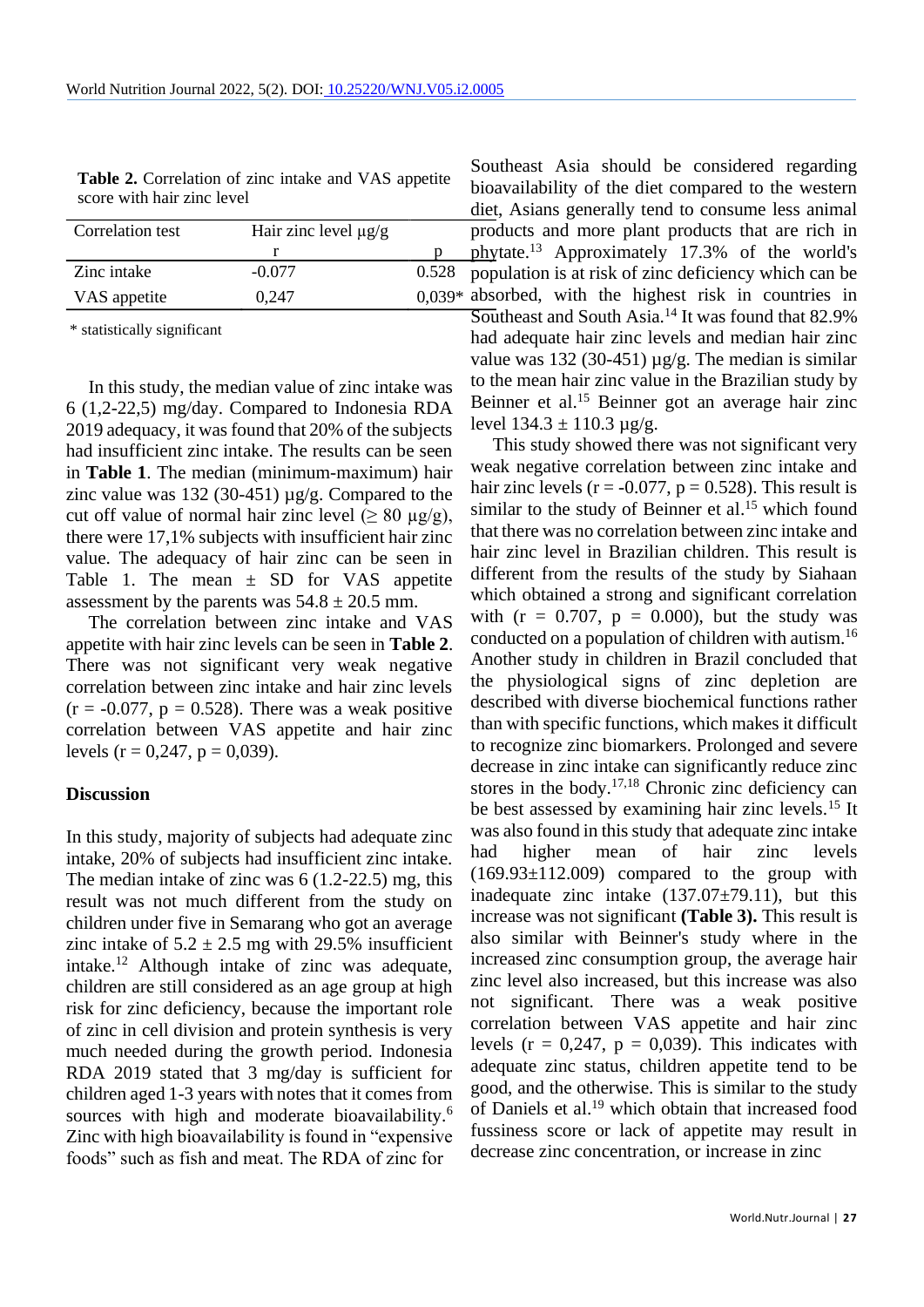**Table 2.** Correlation of zinc intake and VAS appetite score with hair zinc level

| Correlation test | Hair zinc level µg/g | |
|---|---|---|
| | r | p |
| Zinc intake | -0.077 | 0.528 |
| VAS appetite | 0,247 | 0,039* |

\* statistically significant

In this study, the median value of zinc intake was 6 (1,2-22,5) mg/day. Compared to Indonesia RDA 2019 adequacy, it was found that 20% of the subjects had insufficient zinc intake. The results can be seen in **Table 1**. The median (minimum-maximum) hair zinc value was 132 (30-451) µg/g. Compared to the cut off value of normal hair zinc level (≥ 80 µg/g), there were 17,1% subjects with insufficient hair zinc value. The adequacy of hair zinc can be seen in Table 1. The mean ± SD for VAS appetite assessment by the parents was 54.8 ± 20.5 mm.

The correlation between zinc intake and VAS appetite with hair zinc levels can be seen in **Table 2**. There was not significant very weak negative correlation between zinc intake and hair zinc levels ($r = -0.077$, $p = 0.528$). There was a weak positive correlation between VAS appetite and hair zinc levels ($r = 0{,}247$, $p = 0{,}039$).

## Discussion

In this study, majority of subjects had adequate zinc intake, 20% of subjects had insufficient zinc intake. The median intake of zinc was 6 (1.2-22.5) mg, this result was not much different from the study on children under five in Semarang who got an average zinc intake of 5.2 ± 2.5 mg with 29.5% insufficient intake.[12] Although intake of zinc was adequate, children are still considered as an age group at high risk for zinc deficiency, because the important role of zinc in cell division and protein synthesis is very much needed during the growth period. Indonesia RDA 2019 stated that 3 mg/day is sufficient for children aged 1-3 years with notes that it comes from sources with high and moderate bioavailability.[6] Zinc with high bioavailability is found in "expensive foods" such as fish and meat. The RDA of zinc for Southeast Asia should be considered regarding bioavailability of the diet compared to the western diet, Asians generally tend to consume less animal products and more plant products that are rich in phytate.[13] Approximately 17.3% of the world's population is at risk of zinc deficiency which can be absorbed, with the highest risk in countries in Southeast and South Asia.[14] It was found that 82.9% had adequate hair zinc levels and median hair zinc value was 132 (30-451) µg/g. The median is similar to the mean hair zinc value in the Brazilian study by Beinner et al.[15] Beinner got an average hair zinc level 134.3 ± 110.3 µg/g.

This study showed there was not significant very weak negative correlation between zinc intake and hair zinc levels ($r = -0.077$, $p = 0.528$). This result is similar to the study of Beinner et al.[15] which found that there was no correlation between zinc intake and hair zinc level in Brazilian children. This result is different from the results of the study by Siahaan which obtained a strong and significant correlation with ($r = 0.707$, $p = 0.000$), but the study was conducted on a population of children with autism.[16] Another study in children in Brazil concluded that the physiological signs of zinc depletion are described with diverse biochemical functions rather than with specific functions, which makes it difficult to recognize zinc biomarkers. Prolonged and severe decrease in zinc intake can significantly reduce zinc stores in the body.[17,18] Chronic zinc deficiency can be best assessed by examining hair zinc levels.[15] It was also found in this study that adequate zinc intake had higher mean of hair zinc levels (169.93±112.009) compared to the group with inadequate zinc intake (137.07±79.11), but this increase was not significant **(Table 3).** This result is also similar with Beinner's study where in the increased zinc consumption group, the average hair zinc level also increased, but this increase was also not significant. There was a weak positive correlation between VAS appetite and hair zinc levels ($r = 0{,}247$, $p = 0{,}039$). This indicates with adequate zinc status, children appetite tend to be good, and the otherwise. This is similar to the study of Daniels et al.[19] which obtain that increased food fussiness score or lack of appetite may result in decrease zinc concentration, or increase in zinc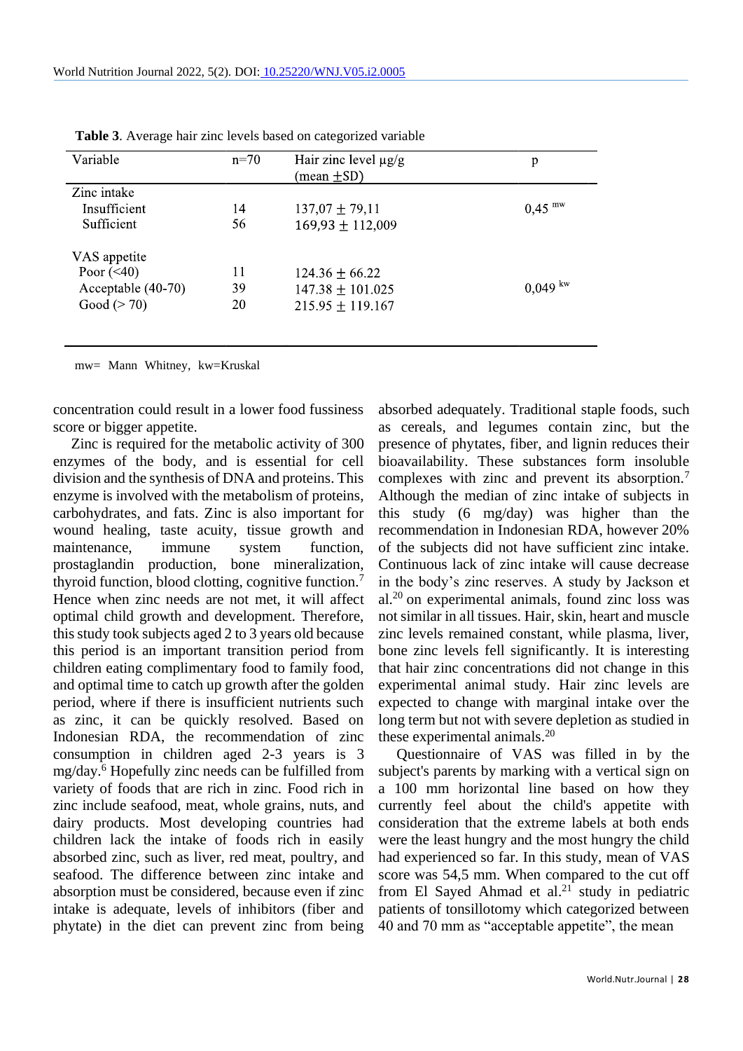**Table 3**. Average hair zinc levels based on categorized variable

| Variable | n=70 | Hair zinc level µg/g (mean ±SD) | p |
|---|---|---|---|
| Zinc intake | | | |
| Insufficient | 14 | 137,07 ± 79,11 | 0,45 [mw] |
| Sufficient | 56 | 169,93 ± 112,009 | |
| VAS appetite | | | |
| Poor (<40) | 11 | 124.36 ± 66.22 | |
| Acceptable (40-70) | 39 | 147.38 ± 101.025 | 0,049 [kw] |
| Good (> 70) | 20 | 215.95 ± 119.167 | |

mw= Mann Whitney, kw=Kruskal

concentration could result in a lower food fussiness score or bigger appetite.

Zinc is required for the metabolic activity of 300 enzymes of the body, and is essential for cell division and the synthesis of DNA and proteins. This enzyme is involved with the metabolism of proteins, carbohydrates, and fats. Zinc is also important for wound healing, taste acuity, tissue growth and maintenance, immune system function, prostaglandin production, bone mineralization, thyroid function, blood clotting, cognitive function.[7] Hence when zinc needs are not met, it will affect optimal child growth and development. Therefore, this study took subjects aged 2 to 3 years old because this period is an important transition period from children eating complimentary food to family food, and optimal time to catch up growth after the golden period, where if there is insufficient nutrients such as zinc, it can be quickly resolved. Based on Indonesian RDA, the recommendation of zinc consumption in children aged 2-3 years is 3 mg/day.[6] Hopefully zinc needs can be fulfilled from variety of foods that are rich in zinc. Food rich in zinc include seafood, meat, whole grains, nuts, and dairy products. Most developing countries had children lack the intake of foods rich in easily absorbed zinc, such as liver, red meat, poultry, and seafood. The difference between zinc intake and absorption must be considered, because even if zinc intake is adequate, levels of inhibitors (fiber and phytate) in the diet can prevent zinc from being absorbed adequately. Traditional staple foods, such as cereals, and legumes contain zinc, but the presence of phytates, fiber, and lignin reduces their bioavailability. These substances form insoluble complexes with zinc and prevent its absorption.[7] Although the median of zinc intake of subjects in this study (6 mg/day) was higher than the recommendation in Indonesian RDA, however 20% of the subjects did not have sufficient zinc intake. Continuous lack of zinc intake will cause decrease in the body's zinc reserves. A study by Jackson et al.[20] on experimental animals, found zinc loss was not similar in all tissues. Hair, skin, heart and muscle zinc levels remained constant, while plasma, liver, bone zinc levels fell significantly. It is interesting that hair zinc concentrations did not change in this experimental animal study. Hair zinc levels are expected to change with marginal intake over the long term but not with severe depletion as studied in these experimental animals.[20]

Questionnaire of VAS was filled in by the subject's parents by marking with a vertical sign on a 100 mm horizontal line based on how they currently feel about the child's appetite with consideration that the extreme labels at both ends were the least hungry and the most hungry the child had experienced so far. In this study, mean of VAS score was 54,5 mm. When compared to the cut off from El Sayed Ahmad et al.[21] study in pediatric patients of tonsillotomy which categorized between 40 and 70 mm as "acceptable appetite", the mean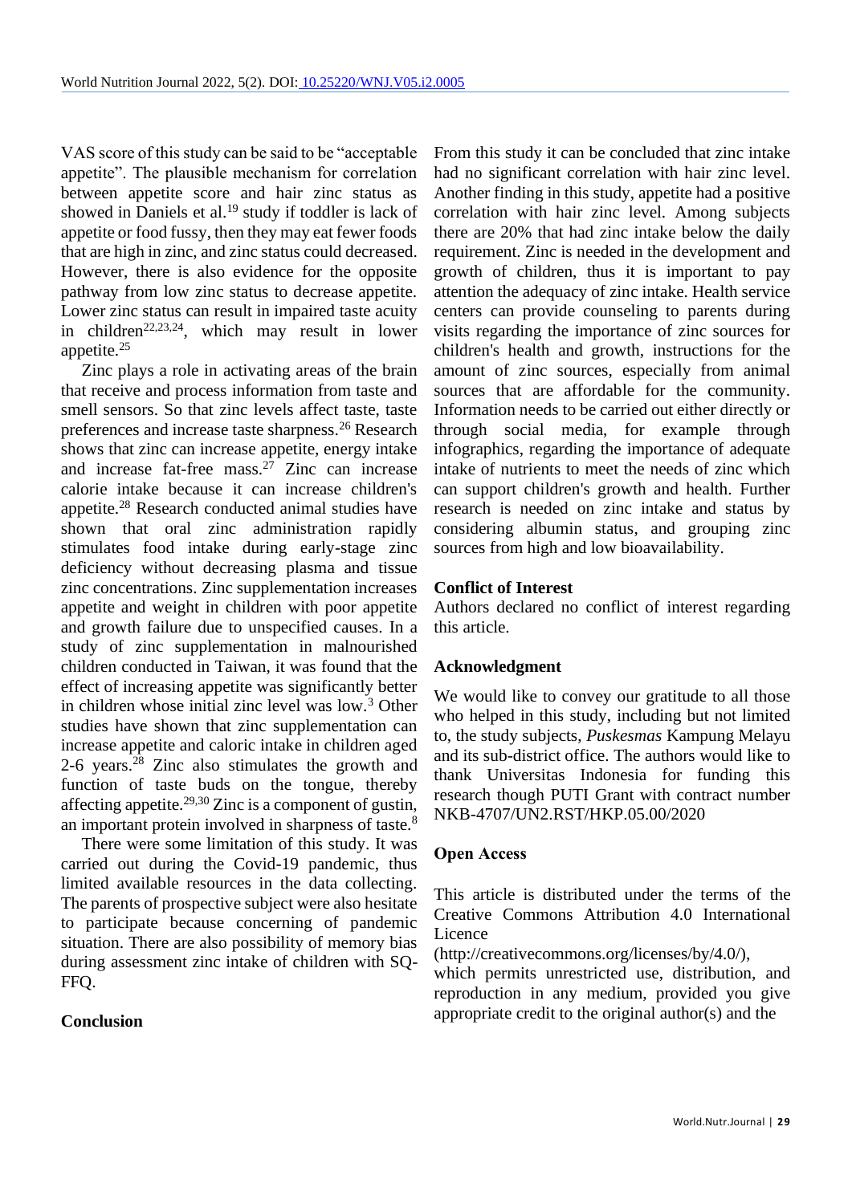VAS score of this study can be said to be "acceptable appetite". The plausible mechanism for correlation between appetite score and hair zinc status as showed in Daniels et al.[19] study if toddler is lack of appetite or food fussy, then they may eat fewer foods that are high in zinc, and zinc status could decreased. However, there is also evidence for the opposite pathway from low zinc status to decrease appetite. Lower zinc status can result in impaired taste acuity in children[22,23,24], which may result in lower appetite.[25]

Zinc plays a role in activating areas of the brain that receive and process information from taste and smell sensors. So that zinc levels affect taste, taste preferences and increase taste sharpness.[26] Research shows that zinc can increase appetite, energy intake and increase fat-free mass.[27] Zinc can increase calorie intake because it can increase children's appetite.[28] Research conducted animal studies have shown that oral zinc administration rapidly stimulates food intake during early-stage zinc deficiency without decreasing plasma and tissue zinc concentrations. Zinc supplementation increases appetite and weight in children with poor appetite and growth failure due to unspecified causes. In a study of zinc supplementation in malnourished children conducted in Taiwan, it was found that the effect of increasing appetite was significantly better in children whose initial zinc level was low.[3] Other studies have shown that zinc supplementation can increase appetite and caloric intake in children aged 2-6 years.[28] Zinc also stimulates the growth and function of taste buds on the tongue, thereby affecting appetite.[29,30] Zinc is a component of gustin, an important protein involved in sharpness of taste.[8]

There were some limitation of this study. It was carried out during the Covid-19 pandemic, thus limited available resources in the data collecting. The parents of prospective subject were also hesitate to participate because concerning of pandemic situation. There are also possibility of memory bias during assessment zinc intake of children with SQ-FFQ.

## Conclusion

From this study it can be concluded that zinc intake had no significant correlation with hair zinc level. Another finding in this study, appetite had a positive correlation with hair zinc level. Among subjects there are 20% that had zinc intake below the daily requirement. Zinc is needed in the development and growth of children, thus it is important to pay attention the adequacy of zinc intake. Health service centers can provide counseling to parents during visits regarding the importance of zinc sources for children's health and growth, instructions for the amount of zinc sources, especially from animal sources that are affordable for the community. Information needs to be carried out either directly or through social media, for example through infographics, regarding the importance of adequate intake of nutrients to meet the needs of zinc which can support children's growth and health. Further research is needed on zinc intake and status by considering albumin status, and grouping zinc sources from high and low bioavailability.

## Conflict of Interest

Authors declared no conflict of interest regarding this article.

## Acknowledgment

We would like to convey our gratitude to all those who helped in this study, including but not limited to, the study subjects, *Puskesmas* Kampung Melayu and its sub-district office. The authors would like to thank Universitas Indonesia for funding this research though PUTI Grant with contract number NKB-4707/UN2.RST/HKP.05.00/2020

## Open Access

This article is distributed under the terms of the Creative Commons Attribution 4.0 International Licence (http://creativecommons.org/licenses/by/4.0/), which permits unrestricted use, distribution, and reproduction in any medium, provided you give appropriate credit to the original author(s) and the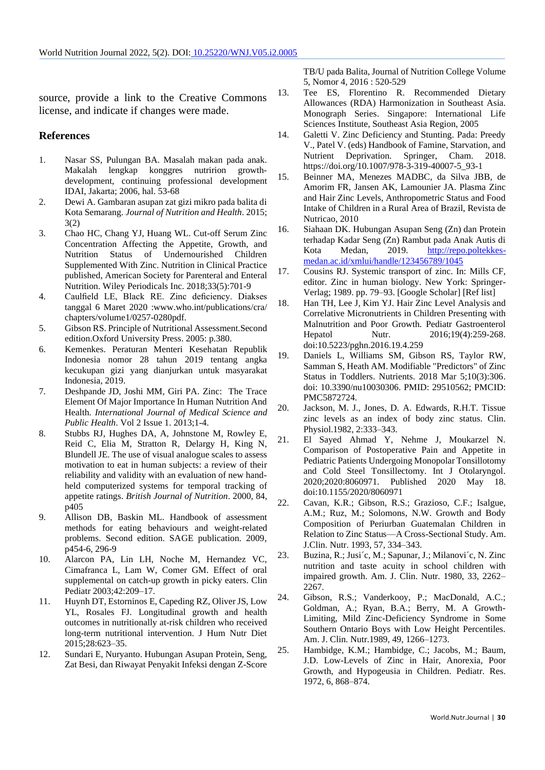source, provide a link to the Creative Commons license, and indicate if changes were made.

## References

1. Nasar SS, Pulungan BA. Masalah makan pada anak. Makalah lengkap konggres nutririon growth-development, continuing professional development IDAI, Jakarta; 2006, hal. 53-68
2. Dewi A. Gambaran asupan zat gizi mikro pada balita di Kota Semarang. *Journal of Nutrition and Health*. 2015; 3(2)
3. Chao HC, Chang YJ, Huang WL. Cut-off Serum Zinc Concentration Affecting the Appetite, Growth, and Nutrition Status of Undernourished Children Supplemented With Zinc. Nutrition in Clinical Practice published, American Society for Parenteral and Enteral Nutrition. Wiley Periodicals Inc. 2018;33(5):701-9
4. Caulfield LE, Black RE. Zinc deficiency. Diakses tanggal 6 Maret 2020 :www.who.int/publications/cra/chapters/volume1/0257-0280pdf.
5. Gibson RS. Principle of Nutritional Assessment.Second edition.Oxford University Press. 2005: p.380.
6. Kemenkes. Peraturan Menteri Kesehatan Republik Indonesia nomor 28 tahun 2019 tentang angka kecukupan gizi yang dianjurkan untuk masyarakat Indonesia, 2019.
7. Deshpande JD, Joshi MM, Giri PA. Zinc: The Trace Element Of Major Importance In Human Nutrition And Health. *International Journal of Medical Science and Public Health*. Vol 2 Issue 1. 2013;1-4.
8. Stubbs RJ, Hughes DA, A, Johnstone M, Rowley E, Reid C, Elia M, Stratton R, Delargy H, King N, Blundell JE. The use of visual analogue scales to assess motivation to eat in human subjects: a review of their reliability and validity with an evaluation of new hand-held computerized systems for temporal tracking of appetite ratings. *British Journal of Nutrition*. 2000, 84, p405
9. Allison DB, Baskin ML. Handbook of assessment methods for eating behaviours and weight-related problems. Second edition. SAGE publication. 2009, p454-6, 296-9
10. Alarcon PA, Lin LH, Noche M, Hernandez VC, Cimafranca L, Lam W, Comer GM. Effect of oral supplemental on catch-up growth in picky eaters. Clin Pediatr 2003;42:209–17.
11. Huynh DT, Estorninos E, Capeding RZ, Oliver JS, Low YL, Rosales FJ. Longitudinal growth and health outcomes in nutritionally at-risk children who received long-term nutritional intervention. J Hum Nutr Diet 2015;28:623–35.
12. Sundari E, Nuryanto. Hubungan Asupan Protein, Seng, Zat Besi, dan Riwayat Penyakit Infeksi dengan Z-Score TB/U pada Balita, Journal of Nutrition College Volume 5, Nomor 4, 2016 : 520-529
13. Tee ES, Florentino R. Recommended Dietary Allowances (RDA) Harmonization in Southeast Asia. Monograph Series. Singapore: International Life Sciences Institute, Southeast Asia Region, 2005
14. Galetti V. Zinc Deficiency and Stunting. Pada: Preedy V., Patel V. (eds) Handbook of Famine, Starvation, and Nutrient Deprivation. Springer, Cham. 2018. https://doi.org/10.1007/978-3-319-40007-5_93-1
15. Beinner MA, Menezes MADBC, da Silva JBB, de Amorim FR, Jansen AK, Lamounier JA. Plasma Zinc and Hair Zinc Levels, Anthropometric Status and Food Intake of Children in a Rural Area of Brazil, Revista de Nutricao, 2010
16. Siahaan DK. Hubungan Asupan Seng (Zn) dan Protein terhadap Kadar Seng (Zn) Rambut pada Anak Autis di Kota Medan, 2019. http://repo.poltekkes-medan.ac.id/xmlui/handle/123456789/1045
17. Cousins RJ. Systemic transport of zinc. In: Mills CF, editor. Zinc in human biology. New York: Springer-Verlag; 1989. pp. 79–93. [Google Scholar] [Ref list]
18. Han TH, Lee J, Kim YJ. Hair Zinc Level Analysis and Correlative Micronutrients in Children Presenting with Malnutrition and Poor Growth. Pediatr Gastroenterol Hepatol Nutr. 2016;19(4):259-268. doi:10.5223/pghn.2016.19.4.259
19. Daniels L, Williams SM, Gibson RS, Taylor RW, Samman S, Heath AM. Modifiable "Predictors" of Zinc Status in Toddlers. Nutrients. 2018 Mar 5;10(3):306. doi: 10.3390/nu10030306. PMID: 29510562; PMCID: PMC5872724.
20. Jackson, M. J., Jones, D. A. Edwards, R.H.T. Tissue zinc levels as an index of body zinc status. Clin. Physiol.1982, 2:333–343.
21. El Sayed Ahmad Y, Nehme J, Moukarzel N. Comparison of Postoperative Pain and Appetite in Pediatric Patients Undergoing Monopolar Tonsillotomy and Cold Steel Tonsillectomy. Int J Otolaryngol. 2020;2020:8060971. Published 2020 May 18. doi:10.1155/2020/8060971
22. Cavan, K.R.; Gibson, R.S.; Grazioso, C.F.; Isalgue, A.M.; Ruz, M.; Solomons, N.W. Growth and Body Composition of Periurban Guatemalan Children in Relation to Zinc Status—A Cross-Sectional Study. Am. J.Clin. Nutr. 1993, 57, 334–343.
23. Buzina, R.; Jusi´c, M.; Sapunar, J.; Milanovi´c, N. Zinc nutrition and taste acuity in school children with impaired growth. Am. J. Clin. Nutr. 1980, 33, 2262–2267.
24. Gibson, R.S.; Vanderkooy, P.; MacDonald, A.C.; Goldman, A.; Ryan, B.A.; Berry, M. A Growth-Limiting, Mild Zinc-Deficiency Syndrome in Some Southern Ontario Boys with Low Height Percentiles. Am. J. Clin. Nutr.1989, 49, 1266–1273.
25. Hambidge, K.M.; Hambidge, C.; Jacobs, M.; Baum, J.D. Low-Levels of Zinc in Hair, Anorexia, Poor Growth, and Hypogeusia in Children. Pediatr. Res. 1972, 6, 868–874.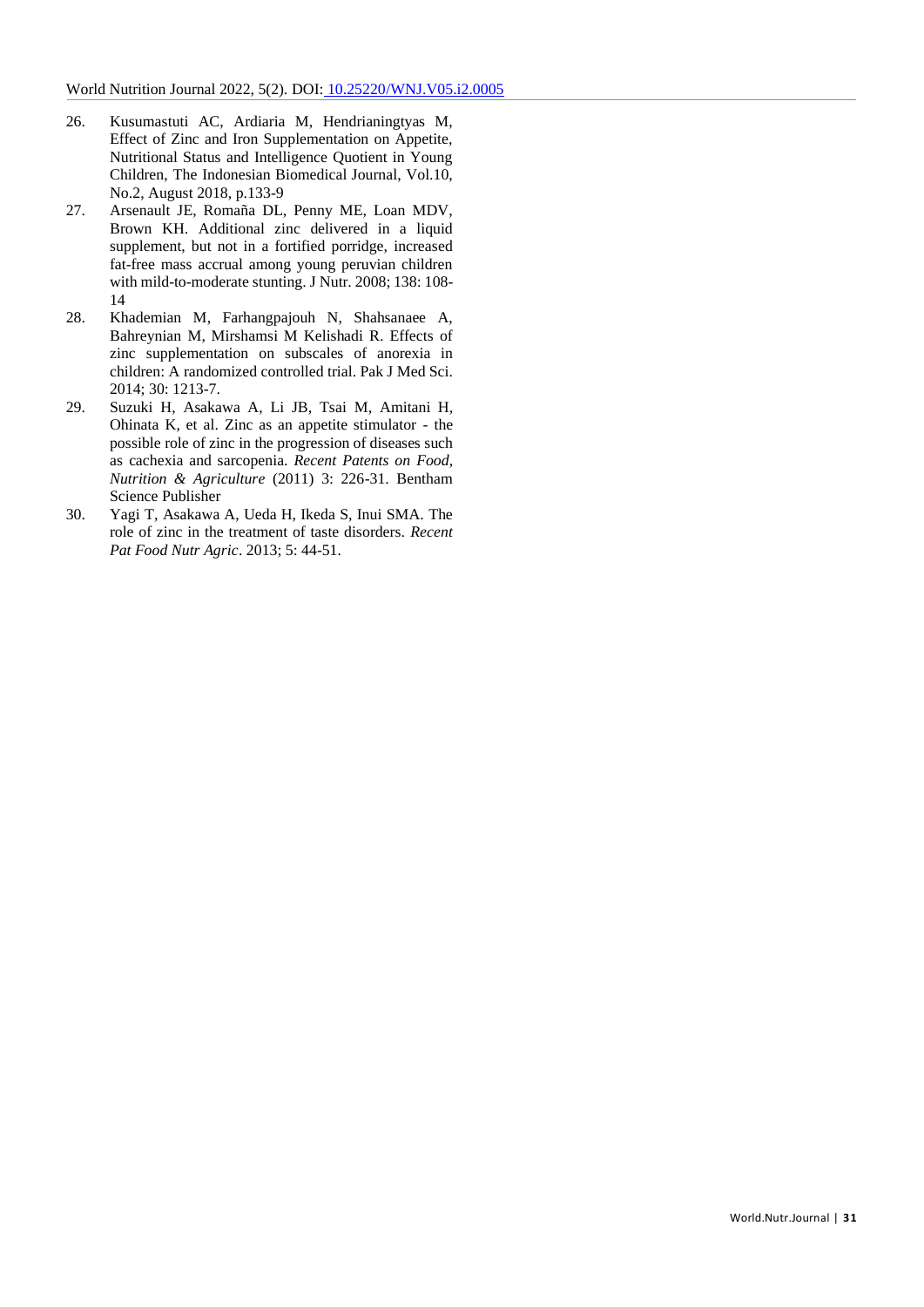26. Kusumastuti AC, Ardiaria M, Hendrianingtyas M, Effect of Zinc and Iron Supplementation on Appetite, Nutritional Status and Intelligence Quotient in Young Children, The Indonesian Biomedical Journal, Vol.10, No.2, August 2018, p.133-9
27. Arsenault JE, Romaña DL, Penny ME, Loan MDV, Brown KH. Additional zinc delivered in a liquid supplement, but not in a fortified porridge, increased fat-free mass accrual among young peruvian children with mild-to-moderate stunting. J Nutr. 2008; 138: 108-14
28. Khademian M, Farhangpajouh N, Shahsanaee A, Bahreynian M, Mirshamsi M Kelishadi R. Effects of zinc supplementation on subscales of anorexia in children: A randomized controlled trial. Pak J Med Sci. 2014; 30: 1213-7.
29. Suzuki H, Asakawa A, Li JB, Tsai M, Amitani H, Ohinata K, et al. Zinc as an appetite stimulator - the possible role of zinc in the progression of diseases such as cachexia and sarcopenia. *Recent Patents on Food, Nutrition & Agriculture* (2011) 3: 226-31. Bentham Science Publisher
30. Yagi T, Asakawa A, Ueda H, Ikeda S, Inui SMA. The role of zinc in the treatment of taste disorders. *Recent Pat Food Nutr Agric*. 2013; 5: 44-51.